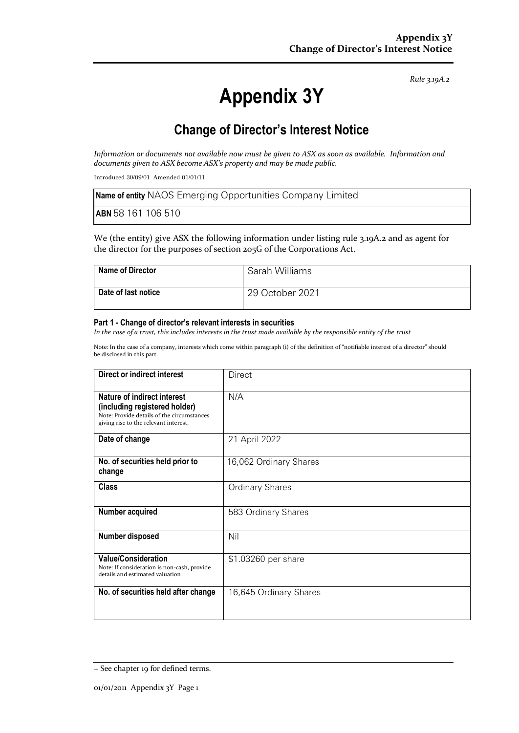*Rule 3.19A.2*

# Appendix 3Y

## Change of Director's Interest Notice

*Information or documents not available now must be given to ASX as soon as available. Information and documents given to ASX become ASX's property and may be made public.*

Introduced 30/09/01 Amended 01/01/11

| **Name of entity** NAOS Emerging Opportunities Company Limited |
|---|
| **ABN** 58 161 106 510 |

We (the entity) give ASX the following information under listing rule 3.19A.2 and as agent for the director for the purposes of section 205G of the Corporations Act.

| **Name of Director** | Sarah Williams |
|---|---|
| **Date of last notice** | 29 October 2021 |

### Part 1 - Change of director's relevant interests in securities

*In the case of a trust, this includes interests in the trust made available by the responsible entity of the trust*

Note: In the case of a company, interests which come within paragraph (i) of the definition of "notifiable interest of a director" should be disclosed in this part.

| **Direct or indirect interest** | Direct |
|---|---|
| **Nature of indirect interest (including registered holder)** Note: Provide details of the circumstances giving rise to the relevant interest. | N/A |
| **Date of change** | 21 April 2022 |
| **No. of securities held prior to change** | 16,062 Ordinary Shares |
| **Class** | Ordinary Shares |
| **Number acquired** | 583 Ordinary Shares |
| **Number disposed** | Nil |
| **Value/Consideration** Note: If consideration is non-cash, provide details and estimated valuation | $1.03260 per share |
| **No. of securities held after change** | 16,645 Ordinary Shares |

+ See chapter 19 for defined terms.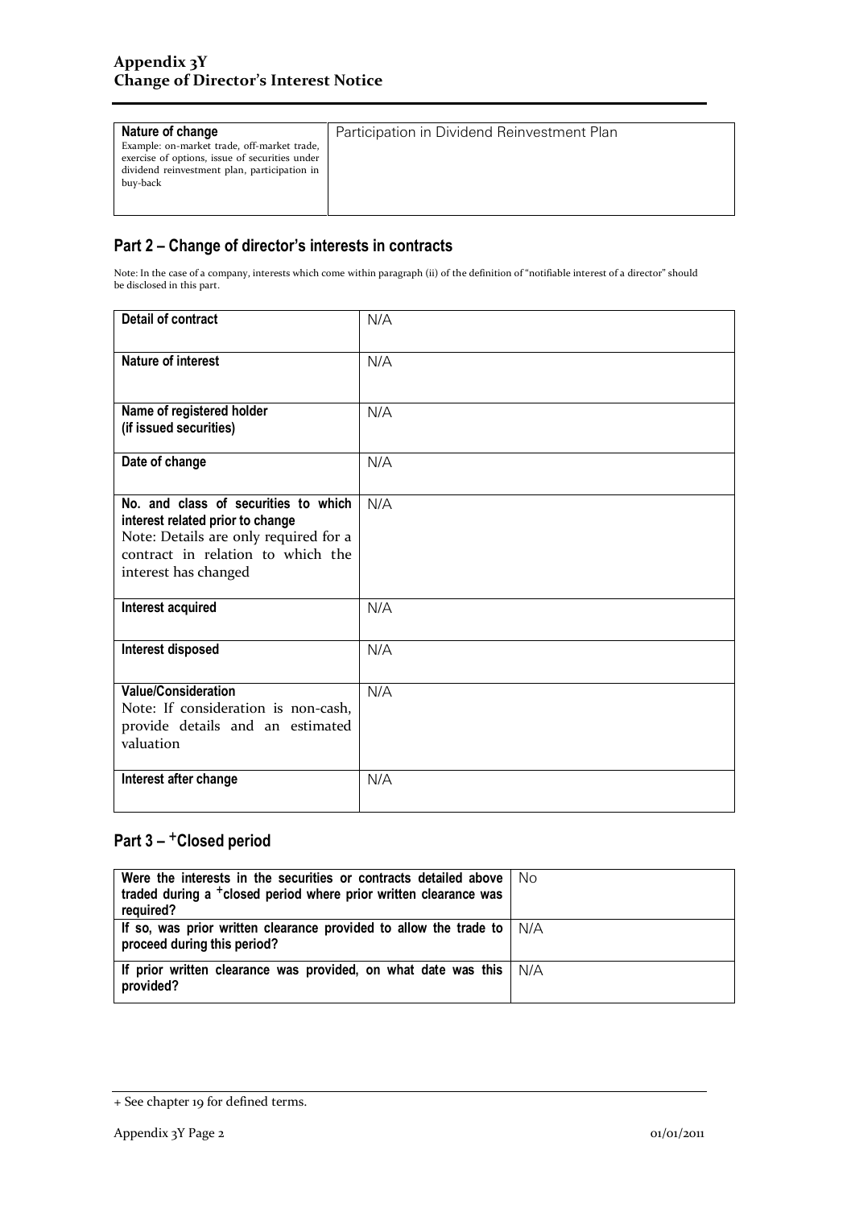| | |
|---|---|
| **Nature of change**<br>Example: on-market trade, off-market trade, exercise of options, issue of securities under dividend reinvestment plan, participation in buy-back | Participation in Dividend Reinvestment Plan |

## Part 2 – Change of director's interests in contracts

Note: In the case of a company, interests which come within paragraph (ii) of the definition of "notifiable interest of a director" should be disclosed in this part.

| | |
|---|---|
| **Detail of contract** | N/A |
| **Nature of interest** | N/A |
| **Name of registered holder (if issued securities)** | N/A |
| **Date of change** | N/A |
| **No. and class of securities to which interest related prior to change**<br>Note: Details are only required for a contract in relation to which the interest has changed | N/A |
| **Interest acquired** | N/A |
| **Interest disposed** | N/A |
| **Value/Consideration**<br>Note: If consideration is non-cash, provide details and an estimated valuation | N/A |
| **Interest after change** | N/A |

## Part 3 – +Closed period

| | |
|---|---|
| **Were the interests in the securities or contracts detailed above traded during a +closed period where prior written clearance was required?** | No |
| **If so, was prior written clearance provided to allow the trade to proceed during this period?** | N/A |
| **If prior written clearance was provided, on what date was this provided?** | N/A |

+ See chapter 19 for defined terms.